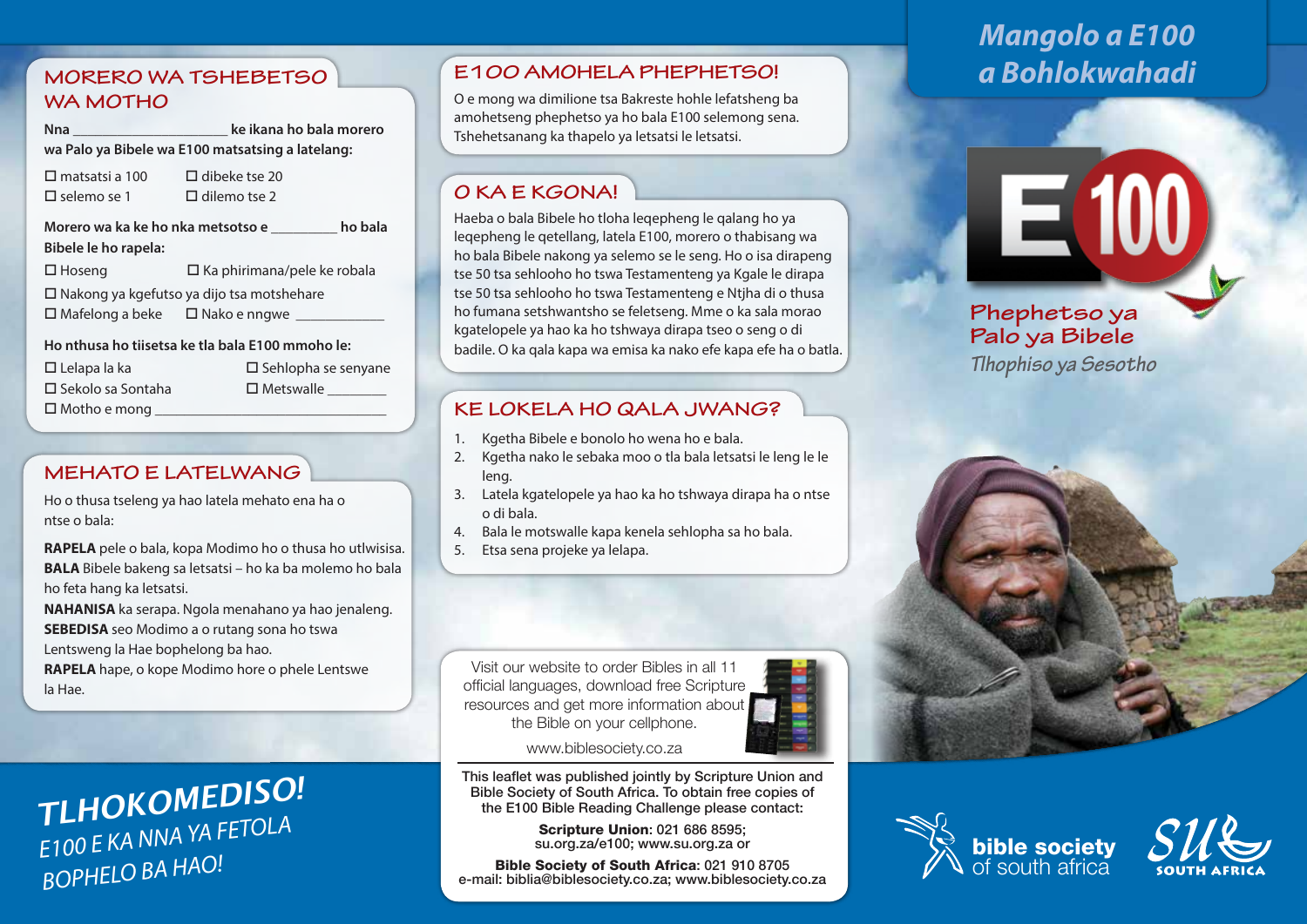## MORERO WA TSHEBETSO WA MOTHO

**Nna ____________________ ke ikana ho bala morero wa Palo ya Bibele wa E100 matsatsing a latelang:**

- ☐ matsatsi a 100
- ☐ dibeke tse 20
- ☐ selemo se 1
- ☐ dilemo tse 2

**Morero wa ka ke ho nka metsotso e _________ ho bala Bibele le ho rapela:**

- ☐ Hoseng
- ☐ Ka phirimana/pele ke robala
- ☐ Nakong ya kgefutso ya dijo tsa motshehare
- ☐ Mafelong a beke
- ☐ Nako e nngwe ____________

**Ho nthusa ho tiisetsa ke tla bala E100 mmoho le:**

- ☐ Lelapa la ka
- ☐ Sehlopha se senyane
- ☐ Sekolo sa Sontaha
- ☐ Metswalle ________
- ☐ Motho e mong ______________________________

## MEHATO E LATELWANG

Ho o thusa tseleng ya hao latela mehato ena ha o ntse o bala:

**RAPELA** pele o bala, kopa Modimo ho o thusa ho utlwisisa.
**BALA** Bibele bakeng sa letsatsi – ho ka ba molemo ho bala ho feta hang ka letsatsi.
**NAHANISA** ka serapa. Ngola menahano ya hao jenaleng.
**SEBEDISA** seo Modimo a o rutang sona ho tswa Lentsweng la Hae bophelong ba hao.
**RAPELA** hape, o kope Modimo hore o phele Lentswe la Hae.

## E100 AMOHELA PHEPHETSO!

O e mong wa dimilione tsa Bakreste hohle lefatsheng ba amohetseng phephetso ya ho bala E100 selemong sena. Tshehetsanang ka thapelo ya letsatsi le letsatsi.

## O KA E KGONA!

Haeba o bala Bibele ho tloha leqepheng le qalang ho ya leqepheng le qetellang, latela E100, morero o thabisang wa ho bala Bibele nakong ya selemo se le seng. Ho o isa dirapeng tse 50 tsa sehlooho ho tswa Testamenteng ya Kgale le dirapa tse 50 tsa sehlooho ho tswa Testamenteng e Ntjha di o thusa ho fumana setshwantsho se feletseng. Mme o ka sala morao kgatelopele ya hao ka ho tshwaya dirapa tseo o seng o di badile. O ka qala kapa wa emisa ka nako efe kapa efe ha o batla.

## KE LOKELA HO QALA JWANG?

1. Kgetha Bibele e bonolo ho wena ho e bala.
2. Kgetha nako le sebaka moo o tla bala letsatsi le leng le le leng.
3. Latela kgatelopele ya hao ka ho tshwaya dirapa ha o ntse o di bala.
4. Bala le motswalle kapa kenela sehlopha sa ho bala.
5. Etsa sena projeke ya lelapa.

Visit our website to order Bibles in all 11 official languages, download free Scripture resources and get more information about the Bible on your cellphone.

www.biblesociety.co.za

This leaflet was published jointly by Scripture Union and Bible Society of South Africa. To obtain free copies of the E100 Bible Reading Challenge please contact:

**Scripture Union:** 021 686 8595; su.org.za/e100; www.su.org.za or

**Bible Society of South Africa:** 021 910 8705
e-mail: biblia@biblesociety.co.za; www.biblesociety.co.za

# *Mangolo a E100 a Bohlokwahadi*

E100

**Phephetso ya Palo ya Bibele**

*Tlhophiso ya Sesotho*

***TLHOKOMEDISO!***
*E100 E KA NNA YA FETOLA BOPHELO BA HAO!*

bible society of south africa

SU SOUTH AFRICA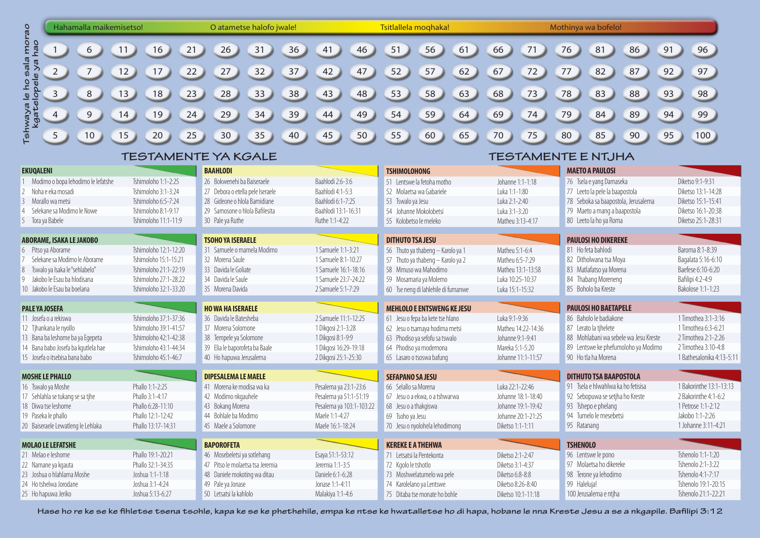Tshwaya le ho sala morao kgatelopele ya hao

Hahamalla maikemisetso! — O atametse halofo jwale! — Tsitlallela moqhaka! — Mothinya wa bofelo!

| | | | | | | | | | | | | | | | | | | | |
|---|---|---|---|---|---|---|---|---|---|---|---|---|---|---|---|---|---|---|---|
| 1 | 6 | 11 | 16 | 21 | 26 | 31 | 36 | 41 | 46 | 51 | 56 | 61 | 66 | 71 | 76 | 81 | 86 | 91 | 96 |
| 2 | 7 | 12 | 17 | 22 | 27 | 32 | 37 | 42 | 47 | 52 | 57 | 62 | 67 | 72 | 77 | 82 | 87 | 92 | 97 |
| 3 | 8 | 13 | 18 | 23 | 28 | 33 | 38 | 43 | 48 | 53 | 58 | 63 | 68 | 73 | 78 | 83 | 88 | 93 | 98 |
| 4 | 9 | 14 | 19 | 24 | 29 | 34 | 39 | 44 | 49 | 54 | 59 | 64 | 69 | 74 | 79 | 84 | 89 | 94 | 99 |
| 5 | 10 | 15 | 20 | 25 | 30 | 35 | 40 | 45 | 50 | 55 | 60 | 65 | 70 | 75 | 80 | 85 | 90 | 95 | 100 |

# TESTAMENTE YA KGALE

### EKUQALENI

| | | |
|---|---|---|
| 1 | Modimo o bopa lehodimo le lefatshe | Tshimoloho 1:1-2:25 |
| 2 | Noha e eka mosadi | Tshimoloho 3:1-3:24 |
| 3 | Morallo wa metsi | Tshimoloho 6:5-7:24 |
| 4 | Selekane sa Modimo le Nowe | Tshimoloho 8:1-9:17 |
| 5 | Tora ya Babele | Tshimoloho 11:1-11:9 |

### ABORAME, ISAKA LE JAKOBO

| | | |
|---|---|---|
| 6 | Pitso ya Aborame | Tshimoloho 12:1-12:20 |
| 7 | Selekane sa Modimo le Aborame | Tshimoloho 15:1-15:21 |
| 8 | Tswalo ya Isaka le "sehlabelo" | Tshimoloho 21:1-22:19 |
| 9 | Jakobo le Esau ba hlodisana | Tshimoloho 27:1-28:22 |
| 10 | Jakobo le Esau ba boelana | Tshimoloho 32:1-33:20 |

### PALE YA JOSEFA

| | | |
|---|---|---|
| 11 | Josefa o a rekiswa | Tshimoloho 37:1-37:36 |
| 12 | Tjhankana le nyollo | Tshimoloho 39:1-41:57 |
| 13 | Bana ba leshome ba ya Egepeta | Tshimoloho 42:1-42:38 |
| 14 | Bana babo Josefa ba kgutlela hae | Tshimoloho 43:1-44:34 |
| 15 | Josefa o itsebisa bana babo | Tshimoloho 45:1-46:7 |

### MOSHE LE PHALLO

| | | |
|---|---|---|
| 16 | Tswalo ya Moshe | Phallo 1:1-2:25 |
| 17 | Sehlahla se tukang se sa tjhe | Phallo 3:1-4:17 |
| 18 | Diwa tse leshome | Phallo 6:28-11:10 |
| 19 | Paseka le phallo | Phallo 12:1-12:42 |
| 20 | Baiseraele Lewatleng le Lehlaka | Phallo 13:17-14:31 |

### MOLAO LE LEFATSHE

| | | |
|---|---|---|
| 21 | Melao e leshome | Phallo 19:1-20:21 |
| 22 | Namane ya kgauta | Phallo 32:1-34:35 |
| 23 | Joshua o hlahlama Moshe | Joshua 1:1-1:18 |
| 24 | Ho tshelwa Jordane | Joshua 3:1-4:24 |
| 25 | Ho hapuwa Jeriko | Joshua 5:13-6:27 |

### BAAHLODI

| | | |
|---|---|---|
| 26 | Bokwenehi ba Baiseraele | Baahlodi 2:6-3:6 |
| 27 | Debora o etella pele Iseraele | Baahlodi 4:1-5:3 |
| 28 | Gideone o hlola Bamidiane | Baahlodi 6:1-7:25 |
| 29 | Samsone o hlola Bafilesita | Baahlodi 13:1-16:31 |
| 30 | Pale ya Ruthe | Ruthe 1:1-4:22 |

### TSOHO YA ISERAELE

| | | |
|---|---|---|
| 31 | Samuele o mamela Modimo | 1 Samuele 1:1-3:21 |
| 32 | Morena Saule | 1 Samuele 8:1-10:27 |
| 33 | Davida le Goliate | 1 Samuele 16:1-18:16 |
| 34 | Davida le Saule | 1 Samuele 23:7-24:22 |
| 35 | Morena Davida | 2 Samuele 5:1-7:29 |

### HO WA HA ISERAELE

| | | |
|---|---|---|
| 36 | Davida le Batesheba | 2 Samuele 11:1-12:25 |
| 37 | Morena Solomone | 1 Dikgosi 2:1-3:28 |
| 38 | Tempele ya Solomone | 1 Dikgosi 8:1-9:9 |
| 39 | Elia le baporofeta ba Baale | 1 Dikgosi 16:29-19:18 |
| 40 | Ho hapuwa Jerusalema | 2 Dikgosi 25:1-25:30 |

### DIPESALEMA LE MAELE

| | | |
|---|---|---|
| 41 | Morena ke modisa wa ka | Pesalema ya 23:1-23:6 |
| 42 | Modimo nkgauhele | Pesalema ya 51:1-51:19 |
| 43 | Bokang Morena | Pesalema ya 103:1-103:22 |
| 44 | Bohlale ba Modimo | Maele 1:1-4:27 |
| 45 | Maele a Solomone | Maele 16:1-18:24 |

### BAPOROFETA

| | | |
|---|---|---|
| 46 | Mosebeletsi ya sotlehang | Esaya 51:1-53:12 |
| 47 | Pitso le molaetsa tsa Jeremia | Jeremia 1:1-3:5 |
| 48 | Daniele mokoting wa ditau | Daniele 6:1-6:28 |
| 49 | Pale ya Jonase | Jonase 1:1-4:11 |
| 50 | Letsatsi la kahlolo | Malakiya 1:1-4:6 |

# TESTAMENTE E NTJHA

### TSHIMOLOHONG

| | | |
|---|---|---|
| 51 | Lentswe la fetoha motho | Johanne 1:1-1:18 |
| 52 | Molaetsa wa Gabariele | Luka 1:1-1:80 |
| 53 | Tswalo ya Jesu | Luka 2:1-2:40 |
| 54 | Johanne Mokolobetsi | Luka 3:1-3:20 |
| 55 | Kolobetso le meleko | Matheu 3:13-4:17 |

### DITHUTO TSA JESU

| | | |
|---|---|---|
| 56 | Thuto ya thabeng – Karolo ya 1 | Matheu 5:1-6:4 |
| 57 | Thuto ya thabeng – Karolo ya 2 | Matheu 6:5-7:29 |
| 58 | Mmuso wa Mahodimo | Matheu 13:1-13:58 |
| 59 | Mosamaria ya Molemo | Luka 10:25-10:37 |
| 60 | Tse neng di lahlehile di fumanwe | Luka 15:1-15:32 |

### MEHLOLO E ENTSWENG KE JESU

| | | |
|---|---|---|
| 61 | Jesu o fepa ba kete tse hlano | Luka 9:1-9:36 |
| 62 | Jesu o tsamaya hodima metsi | Matheu 14:22-14:36 |
| 63 | Phodiso ya sefofu sa tswalo | Johanne 9:1-9:41 |
| 64 | Phodiso ya modemona | Mareka 5:1-5:20 |
| 65 | Lasaro o tsoswa bafung | Johanne 11:1-11:57 |

### SEFAPANO SA JESU

| | | |
|---|---|---|
| 66 | Selallo sa Morena | Luka 22:1-22:46 |
| 67 | Jesu o a ekwa, o a tshwarwa | Johanne 18:1-18:40 |
| 68 | Jesu o a thakgiswa | Johanne 19:1-19:42 |
| 69 | Tsoho ya Jesu | Johanne 20:1-21:25 |
| 70 | Jesu o nyolohela lehodimong | Diketso 1:1-1:11 |

### KEREKE E A THEHWA

| | | |
|---|---|---|
| 71 | Letsatsi la Pentekonta | Diketso 2:1-2:47 |
| 72 | Kgolo le tshotlo | Diketso 3:1-4:37 |
| 73 | Moshwelatumelo wa pele | Diketso 6:8-8:8 |
| 74 | Karolelano ya Lentswe | Diketso 8:26-8:40 |
| 75 | Ditaba tse monate ho bohle | Diketso 10:1-11:18 |

### MAETO A PAULOSI

| | | |
|---|---|---|
| 76 | Tsela e yang Damaseka | Diketso 9:1-9:31 |
| 77 | Leeto la pele la baapostola | Diketso 13:1-14:28 |
| 78 | Seboka sa baapostola, Jerusalema | Diketso 15:1-15:41 |
| 79 | Maeto a mang a baapostola | Diketso 16:1-20:38 |
| 80 | Leeto la ho ya Roma | Diketso 25:1-28:31 |

### PAULOSI HO DIKEREKE

| | | |
|---|---|---|
| 81 | Ho feta bahlodi | Baroma 8:1-8:39 |
| 82 | Ditholwana tsa Moya | Bagalata 5:16-6:10 |
| 83 | Matlafatso ya Morena | Baefese 6:10-6:20 |
| 84 | Thabang Moreneng | Bafilipi 4:2-4:9 |
| 85 | Boholo ba Kreste | Bakolose 1:1-1:23 |

### PAULOSI HO BAETAPELE

| | | |
|---|---|---|
| 86 | Baholo le badiakone | 1 Timothea 3:1-3:16 |
| 87 | Lerato la tjhelete | 1 Timothea 6:3-6:21 |
| 88 | Mohlabani wa sebele wa Jesu Kreste | 2 Timothea 2:1-2:26 |
| 89 | Lentswe ke phefumoloho ya Modimo | 2 Timothea 3:10-4:8 |
| 90 | Ho tla ha Morena | 1 Bathesalonika 4:13-5:11 |

### DITHUTO TSA BAAPOSTOLA

| | | |
|---|---|---|
| 91 | Tsela e hlwahlwa ka ho fetisisa | 1 Bakorinthe 13:1-13:13 |
| 92 | Sebopuwa se setjha ho Kreste | 2 Bakorinthe 4:1-6:2 |
| 93 | Tshepo e phelang | 1 Petrose 1:1-2:12 |
| 94 | Tumelo le mesebetsi | Jakobo 1:1-2:26 |
| 95 | Ratanang | 1 Johanne 3:11-4:21 |

### TSHENOLO

| | | |
|---|---|---|
| 96 | Lentswe le pono | Tshenolo 1:1-1:20 |
| 97 | Molaetsa ho dikereke | Tshenolo 2:1-3:22 |
| 98 | Terone ya lehodimo | Tshenolo 4:1-7:17 |
| 99 | Haleluja! | Tshenolo 19:1-20:15 |
| 100 | Jerusalema e ntjha | Tshenolo 21:1-22:21 |

Hase ho re ke se ke fihletse tsena tsohle, kapa ke se ke phethehile, empa ke ntse ke hwatalletse ho di hapa, hobane le nna Kreste Jesu a se a nkgapile. Bafilipi 3:12